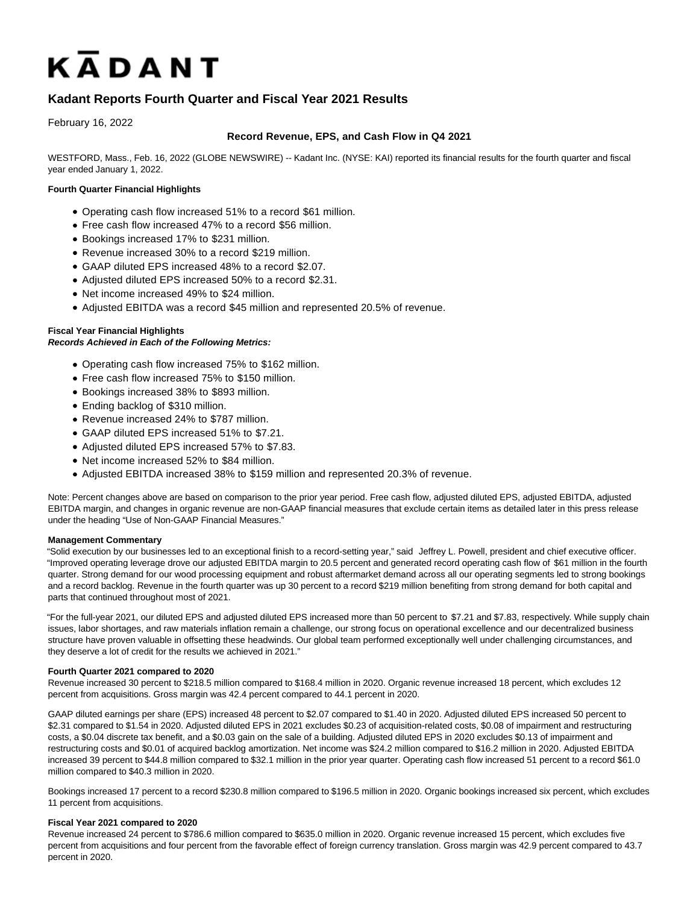# KADANT

## Kadant Reports Fourth Quarter and Fiscal Year 2021 Results

February 16, 2022

### Record Revenue, EPS, and Cash Flow in Q4 2021

WESTFORD, Mass., Feb. 16, 2022 (GLOBE NEWSWIRE) -- Kadant Inc. (NYSE: KAI) reported its financial results for the fourth quarter and fiscal year ended January 1, 2022.

**Fourth Quarter Financial Highlights**

- Operating cash flow increased 51% to a record $61 million.
- Free cash flow increased 47% to a record $56 million.
- Bookings increased 17% to $231 million.
- Revenue increased 30% to a record $219 million.
- GAAP diluted EPS increased 48% to a record $2.07.
- Adjusted diluted EPS increased 50% to a record $2.31.
- Net income increased 49% to $24 million.
- Adjusted EBITDA was a record $45 million and represented 20.5% of revenue.

**Fiscal Year Financial Highlights**
***Records Achieved in Each of the Following Metrics:***

- Operating cash flow increased 75% to $162 million.
- Free cash flow increased 75% to $150 million.
- Bookings increased 38% to $893 million.
- Ending backlog of $310 million.
- Revenue increased 24% to $787 million.
- GAAP diluted EPS increased 51% to $7.21.
- Adjusted diluted EPS increased 57% to $7.83.
- Net income increased 52% to $84 million.
- Adjusted EBITDA increased 38% to $159 million and represented 20.3% of revenue.

Note: Percent changes above are based on comparison to the prior year period. Free cash flow, adjusted diluted EPS, adjusted EBITDA, adjusted EBITDA margin, and changes in organic revenue are non-GAAP financial measures that exclude certain items as detailed later in this press release under the heading "Use of Non-GAAP Financial Measures."

**Management Commentary**

"Solid execution by our businesses led to an exceptional finish to a record-setting year," said Jeffrey L. Powell, president and chief executive officer. "Improved operating leverage drove our adjusted EBITDA margin to 20.5 percent and generated record operating cash flow of $61 million in the fourth quarter. Strong demand for our wood processing equipment and robust aftermarket demand across all our operating segments led to strong bookings and a record backlog. Revenue in the fourth quarter was up 30 percent to a record $219 million benefiting from strong demand for both capital and parts that continued throughout most of 2021.

"For the full-year 2021, our diluted EPS and adjusted diluted EPS increased more than 50 percent to $7.21 and $7.83, respectively. While supply chain issues, labor shortages, and raw materials inflation remain a challenge, our strong focus on operational excellence and our decentralized business structure have proven valuable in offsetting these headwinds. Our global team performed exceptionally well under challenging circumstances, and they deserve a lot of credit for the results we achieved in 2021."

**Fourth Quarter 2021 compared to 2020**

Revenue increased 30 percent to $218.5 million compared to $168.4 million in 2020. Organic revenue increased 18 percent, which excludes 12 percent from acquisitions. Gross margin was 42.4 percent compared to 44.1 percent in 2020.

GAAP diluted earnings per share (EPS) increased 48 percent to $2.07 compared to $1.40 in 2020. Adjusted diluted EPS increased 50 percent to $2.31 compared to $1.54 in 2020. Adjusted diluted EPS in 2021 excludes $0.23 of acquisition-related costs, $0.08 of impairment and restructuring costs, a $0.04 discrete tax benefit, and a $0.03 gain on the sale of a building. Adjusted diluted EPS in 2020 excludes $0.13 of impairment and restructuring costs and $0.01 of acquired backlog amortization. Net income was $24.2 million compared to $16.2 million in 2020. Adjusted EBITDA increased 39 percent to $44.8 million compared to $32.1 million in the prior year quarter. Operating cash flow increased 51 percent to a record $61.0 million compared to $40.3 million in 2020.

Bookings increased 17 percent to a record $230.8 million compared to $196.5 million in 2020. Organic bookings increased six percent, which excludes 11 percent from acquisitions.

**Fiscal Year 2021 compared to 2020**

Revenue increased 24 percent to $786.6 million compared to $635.0 million in 2020. Organic revenue increased 15 percent, which excludes five percent from acquisitions and four percent from the favorable effect of foreign currency translation. Gross margin was 42.9 percent compared to 43.7 percent in 2020.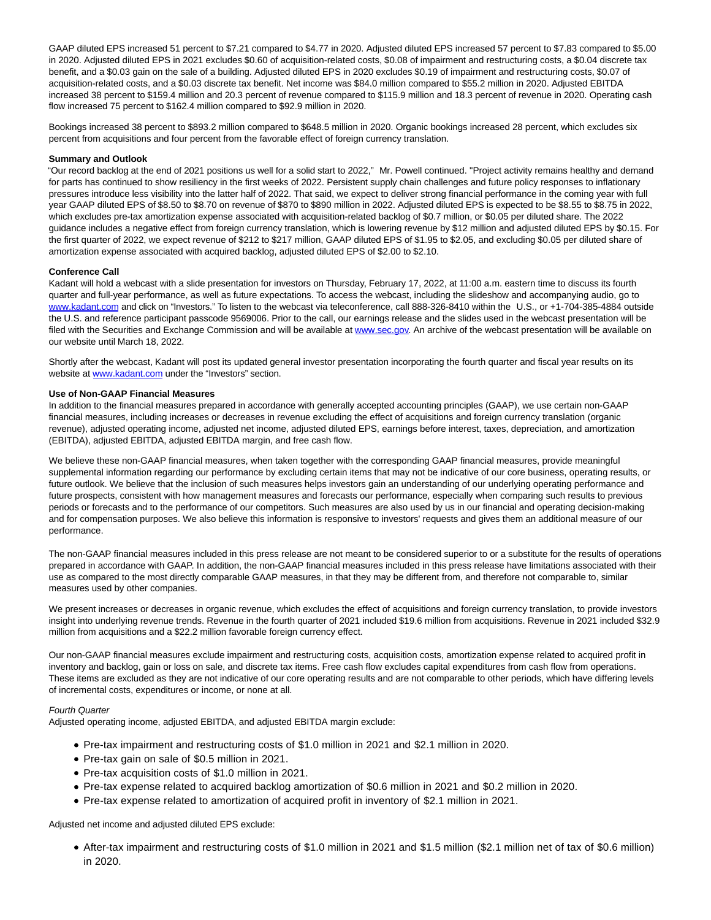GAAP diluted EPS increased 51 percent to $7.21 compared to $4.77 in 2020. Adjusted diluted EPS increased 57 percent to $7.83 compared to $5.00 in 2020. Adjusted diluted EPS in 2021 excludes $0.60 of acquisition-related costs, $0.08 of impairment and restructuring costs, a $0.04 discrete tax benefit, and a $0.03 gain on the sale of a building. Adjusted diluted EPS in 2020 excludes $0.19 of impairment and restructuring costs, $0.07 of acquisition-related costs, and a $0.03 discrete tax benefit. Net income was $84.0 million compared to $55.2 million in 2020. Adjusted EBITDA increased 38 percent to $159.4 million and 20.3 percent of revenue compared to $115.9 million and 18.3 percent of revenue in 2020. Operating cash flow increased 75 percent to $162.4 million compared to $92.9 million in 2020.

Bookings increased 38 percent to $893.2 million compared to $648.5 million in 2020. Organic bookings increased 28 percent, which excludes six percent from acquisitions and four percent from the favorable effect of foreign currency translation.

**Summary and Outlook**

"Our record backlog at the end of 2021 positions us well for a solid start to 2022," Mr. Powell continued. "Project activity remains healthy and demand for parts has continued to show resiliency in the first weeks of 2022. Persistent supply chain challenges and future policy responses to inflationary pressures introduce less visibility into the latter half of 2022. That said, we expect to deliver strong financial performance in the coming year with full year GAAP diluted EPS of $8.50 to $8.70 on revenue of $870 to $890 million in 2022. Adjusted diluted EPS is expected to be $8.55 to $8.75 in 2022, which excludes pre-tax amortization expense associated with acquisition-related backlog of $0.7 million, or $0.05 per diluted share. The 2022 guidance includes a negative effect from foreign currency translation, which is lowering revenue by $12 million and adjusted diluted EPS by $0.15. For the first quarter of 2022, we expect revenue of $212 to $217 million, GAAP diluted EPS of $1.95 to $2.05, and excluding $0.05 per diluted share of amortization expense associated with acquired backlog, adjusted diluted EPS of $2.00 to $2.10.

**Conference Call**

Kadant will hold a webcast with a slide presentation for investors on Thursday, February 17, 2022, at 11:00 a.m. eastern time to discuss its fourth quarter and full-year performance, as well as future expectations. To access the webcast, including the slideshow and accompanying audio, go to www.kadant.com and click on "Investors." To listen to the webcast via teleconference, call 888-326-8410 within the U.S., or +1-704-385-4884 outside the U.S. and reference participant passcode 9569006. Prior to the call, our earnings release and the slides used in the webcast presentation will be filed with the Securities and Exchange Commission and will be available at www.sec.gov. An archive of the webcast presentation will be available on our website until March 18, 2022.

Shortly after the webcast, Kadant will post its updated general investor presentation incorporating the fourth quarter and fiscal year results on its website at www.kadant.com under the "Investors" section.

**Use of Non-GAAP Financial Measures**

In addition to the financial measures prepared in accordance with generally accepted accounting principles (GAAP), we use certain non-GAAP financial measures, including increases or decreases in revenue excluding the effect of acquisitions and foreign currency translation (organic revenue), adjusted operating income, adjusted net income, adjusted diluted EPS, earnings before interest, taxes, depreciation, and amortization (EBITDA), adjusted EBITDA, adjusted EBITDA margin, and free cash flow.

We believe these non-GAAP financial measures, when taken together with the corresponding GAAP financial measures, provide meaningful supplemental information regarding our performance by excluding certain items that may not be indicative of our core business, operating results, or future outlook. We believe that the inclusion of such measures helps investors gain an understanding of our underlying operating performance and future prospects, consistent with how management measures and forecasts our performance, especially when comparing such results to previous periods or forecasts and to the performance of our competitors. Such measures are also used by us in our financial and operating decision-making and for compensation purposes. We also believe this information is responsive to investors' requests and gives them an additional measure of our performance.

The non-GAAP financial measures included in this press release are not meant to be considered superior to or a substitute for the results of operations prepared in accordance with GAAP. In addition, the non-GAAP financial measures included in this press release have limitations associated with their use as compared to the most directly comparable GAAP measures, in that they may be different from, and therefore not comparable to, similar measures used by other companies.

We present increases or decreases in organic revenue, which excludes the effect of acquisitions and foreign currency translation, to provide investors insight into underlying revenue trends. Revenue in the fourth quarter of 2021 included $19.6 million from acquisitions. Revenue in 2021 included $32.9 million from acquisitions and a $22.2 million favorable foreign currency effect.

Our non-GAAP financial measures exclude impairment and restructuring costs, acquisition costs, amortization expense related to acquired profit in inventory and backlog, gain or loss on sale, and discrete tax items. Free cash flow excludes capital expenditures from cash flow from operations. These items are excluded as they are not indicative of our core operating results and are not comparable to other periods, which have differing levels of incremental costs, expenditures or income, or none at all.

*Fourth Quarter*

Adjusted operating income, adjusted EBITDA, and adjusted EBITDA margin exclude:

- Pre-tax impairment and restructuring costs of $1.0 million in 2021 and $2.1 million in 2020.
- Pre-tax gain on sale of $0.5 million in 2021.
- Pre-tax acquisition costs of $1.0 million in 2021.
- Pre-tax expense related to acquired backlog amortization of $0.6 million in 2021 and $0.2 million in 2020.
- Pre-tax expense related to amortization of acquired profit in inventory of $2.1 million in 2021.

Adjusted net income and adjusted diluted EPS exclude:

- After-tax impairment and restructuring costs of $1.0 million in 2021 and $1.5 million ($2.1 million net of tax of $0.6 million) in 2020.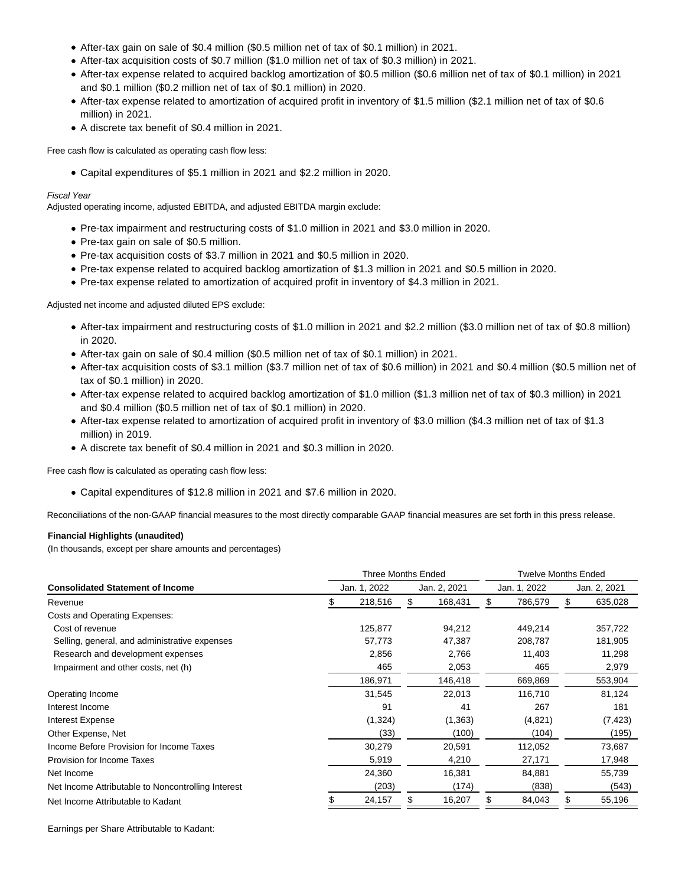- After-tax gain on sale of $0.4 million ($0.5 million net of tax of $0.1 million) in 2021.
- After-tax acquisition costs of $0.7 million ($1.0 million net of tax of $0.3 million) in 2021.
- After-tax expense related to acquired backlog amortization of $0.5 million ($0.6 million net of tax of $0.1 million) in 2021 and $0.1 million ($0.2 million net of tax of $0.1 million) in 2020.
- After-tax expense related to amortization of acquired profit in inventory of $1.5 million ($2.1 million net of tax of $0.6 million) in 2021.
- A discrete tax benefit of $0.4 million in 2021.

Free cash flow is calculated as operating cash flow less:

- Capital expenditures of $5.1 million in 2021 and $2.2 million in 2020.

*Fiscal Year*

Adjusted operating income, adjusted EBITDA, and adjusted EBITDA margin exclude:

- Pre-tax impairment and restructuring costs of $1.0 million in 2021 and $3.0 million in 2020.
- Pre-tax gain on sale of $0.5 million.
- Pre-tax acquisition costs of $3.7 million in 2021 and $0.5 million in 2020.
- Pre-tax expense related to acquired backlog amortization of $1.3 million in 2021 and $0.5 million in 2020.
- Pre-tax expense related to amortization of acquired profit in inventory of $4.3 million in 2021.

Adjusted net income and adjusted diluted EPS exclude:

- After-tax impairment and restructuring costs of $1.0 million in 2021 and $2.2 million ($3.0 million net of tax of $0.8 million) in 2020.
- After-tax gain on sale of $0.4 million ($0.5 million net of tax of $0.1 million) in 2021.
- After-tax acquisition costs of $3.1 million ($3.7 million net of tax of $0.6 million) in 2021 and $0.4 million ($0.5 million net of tax of $0.1 million) in 2020.
- After-tax expense related to acquired backlog amortization of $1.0 million ($1.3 million net of tax of $0.3 million) in 2021 and $0.4 million ($0.5 million net of tax of $0.1 million) in 2020.
- After-tax expense related to amortization of acquired profit in inventory of $3.0 million ($4.3 million net of tax of $1.3 million) in 2019.
- A discrete tax benefit of $0.4 million in 2021 and $0.3 million in 2020.

Free cash flow is calculated as operating cash flow less:

- Capital expenditures of $12.8 million in 2021 and $7.6 million in 2020.

Reconciliations of the non-GAAP financial measures to the most directly comparable GAAP financial measures are set forth in this press release.

**Financial Highlights (unaudited)**

(In thousands, except per share amounts and percentages)

| | Three Months Ended | | Twelve Months Ended | |
|---|---|---|---|---|
| **Consolidated Statement of Income** | Jan. 1, 2022 | Jan. 2, 2021 | Jan. 1, 2022 | Jan. 2, 2021 |
| Revenue | $ 218,516 | $ 168,431 | $ 786,579 | $ 635,028 |
| Costs and Operating Expenses: | | | | |
| Cost of revenue | 125,877 | 94,212 | 449,214 | 357,722 |
| Selling, general, and administrative expenses | 57,773 | 47,387 | 208,787 | 181,905 |
| Research and development expenses | 2,856 | 2,766 | 11,403 | 11,298 |
| Impairment and other costs, net (h) | 465 | 2,053 | 465 | 2,979 |
| | 186,971 | 146,418 | 669,869 | 553,904 |
| Operating Income | 31,545 | 22,013 | 116,710 | 81,124 |
| Interest Income | 91 | 41 | 267 | 181 |
| Interest Expense | (1,324) | (1,363) | (4,821) | (7,423) |
| Other Expense, Net | (33) | (100) | (104) | (195) |
| Income Before Provision for Income Taxes | 30,279 | 20,591 | 112,052 | 73,687 |
| Provision for Income Taxes | 5,919 | 4,210 | 27,171 | 17,948 |
| Net Income | 24,360 | 16,381 | 84,881 | 55,739 |
| Net Income Attributable to Noncontrolling Interest | (203) | (174) | (838) | (543) |
| Net Income Attributable to Kadant | $ 24,157 | $ 16,207 | $ 84,043 | $ 55,196 |

Earnings per Share Attributable to Kadant: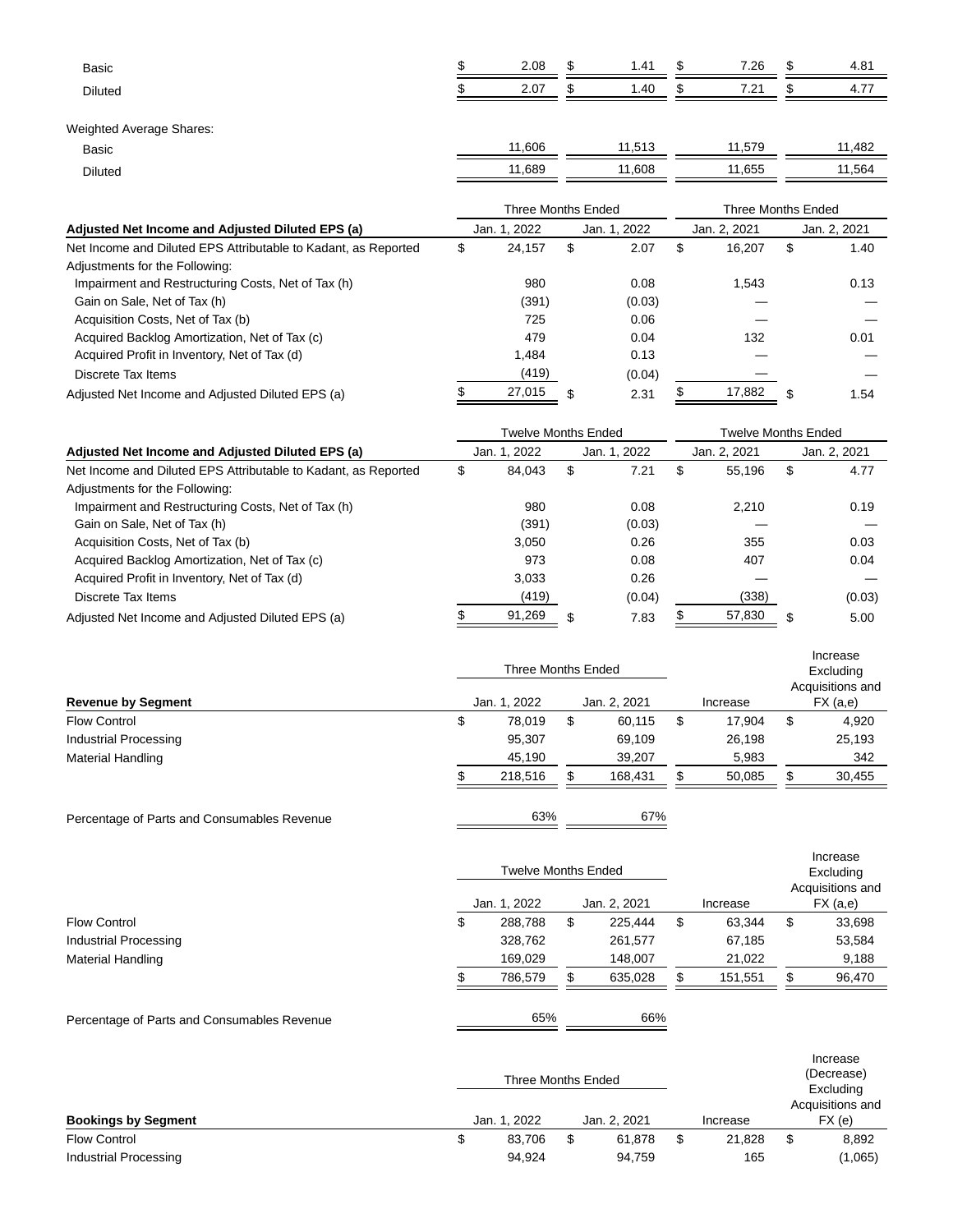| | | | | |
|---|---|---|---|---|
| Basic | $ 2.08 | $ 1.41 | $ 7.26 | $ 4.81 |
| Diluted | $ 2.07 | $ 1.40 | $ 7.21 | $ 4.77 |
| | | | | |
| Weighted Average Shares: | | | | |
| Basic | 11,606 | 11,513 | 11,579 | 11,482 |
| Diluted | 11,689 | 11,608 | 11,655 | 11,564 |

| | Three Months Ended | | Three Months Ended | |
|---|---|---|---|---|
| **Adjusted Net Income and Adjusted Diluted EPS (a)** | Jan. 1, 2022 | Jan. 1, 2022 | Jan. 2, 2021 | Jan. 2, 2021 |
| Net Income and Diluted EPS Attributable to Kadant, as Reported | $ 24,157 | $ 2.07 | $ 16,207 | $ 1.40 |
| Adjustments for the Following: | | | | |
| Impairment and Restructuring Costs, Net of Tax (h) | 980 | 0.08 | 1,543 | 0.13 |
| Gain on Sale, Net of Tax (h) | (391) | (0.03) | — | — |
| Acquisition Costs, Net of Tax (b) | 725 | 0.06 | — | — |
| Acquired Backlog Amortization, Net of Tax (c) | 479 | 0.04 | 132 | 0.01 |
| Acquired Profit in Inventory, Net of Tax (d) | 1,484 | 0.13 | — | — |
| Discrete Tax Items | (419) | (0.04) | — | — |
| Adjusted Net Income and Adjusted Diluted EPS (a) | $ 27,015 | $ 2.31 | $ 17,882 | $ 1.54 |

| | Twelve Months Ended | | Twelve Months Ended | |
|---|---|---|---|---|
| **Adjusted Net Income and Adjusted Diluted EPS (a)** | Jan. 1, 2022 | Jan. 1, 2022 | Jan. 2, 2021 | Jan. 2, 2021 |
| Net Income and Diluted EPS Attributable to Kadant, as Reported | $ 84,043 | $ 7.21 | $ 55,196 | $ 4.77 |
| Adjustments for the Following: | | | | |
| Impairment and Restructuring Costs, Net of Tax (h) | 980 | 0.08 | 2,210 | 0.19 |
| Gain on Sale, Net of Tax (h) | (391) | (0.03) | — | — |
| Acquisition Costs, Net of Tax (b) | 3,050 | 0.26 | 355 | 0.03 |
| Acquired Backlog Amortization, Net of Tax (c) | 973 | 0.08 | 407 | 0.04 |
| Acquired Profit in Inventory, Net of Tax (d) | 3,033 | 0.26 | — | — |
| Discrete Tax Items | (419) | (0.04) | (338) | (0.03) |
| Adjusted Net Income and Adjusted Diluted EPS (a) | $ 91,269 | $ 7.83 | $ 57,830 | $ 5.00 |

| | Three Months Ended | | | Increase Excluding Acquisitions and FX (a,e) |
|---|---|---|---|---|
| **Revenue by Segment** | Jan. 1, 2022 | Jan. 2, 2021 | Increase | |
| Flow Control | $ 78,019 | $ 60,115 | $ 17,904 | $ 4,920 |
| Industrial Processing | 95,307 | 69,109 | 26,198 | 25,193 |
| Material Handling | 45,190 | 39,207 | 5,983 | 342 |
| | $ 218,516 | $ 168,431 | $ 50,085 | $ 30,455 |
| | | | | |
| Percentage of Parts and Consumables Revenue | 63% | 67% | | |

| | Twelve Months Ended | | | Increase Excluding Acquisitions and FX (a,e) |
|---|---|---|---|---|
| | Jan. 1, 2022 | Jan. 2, 2021 | Increase | |
| Flow Control | $ 288,788 | $ 225,444 | $ 63,344 | $ 33,698 |
| Industrial Processing | 328,762 | 261,577 | 67,185 | 53,584 |
| Material Handling | 169,029 | 148,007 | 21,022 | 9,188 |
| | $ 786,579 | $ 635,028 | $ 151,551 | $ 96,470 |
| | | | | |
| Percentage of Parts and Consumables Revenue | 65% | 66% | | |

| | Three Months Ended | | | Increase (Decrease) Excluding Acquisitions and FX (e) |
|---|---|---|---|---|
| **Bookings by Segment** | Jan. 1, 2022 | Jan. 2, 2021 | Increase | |
| Flow Control | $ 83,706 | $ 61,878 | $ 21,828 | $ 8,892 |
| Industrial Processing | 94,924 | 94,759 | 165 | (1,065) |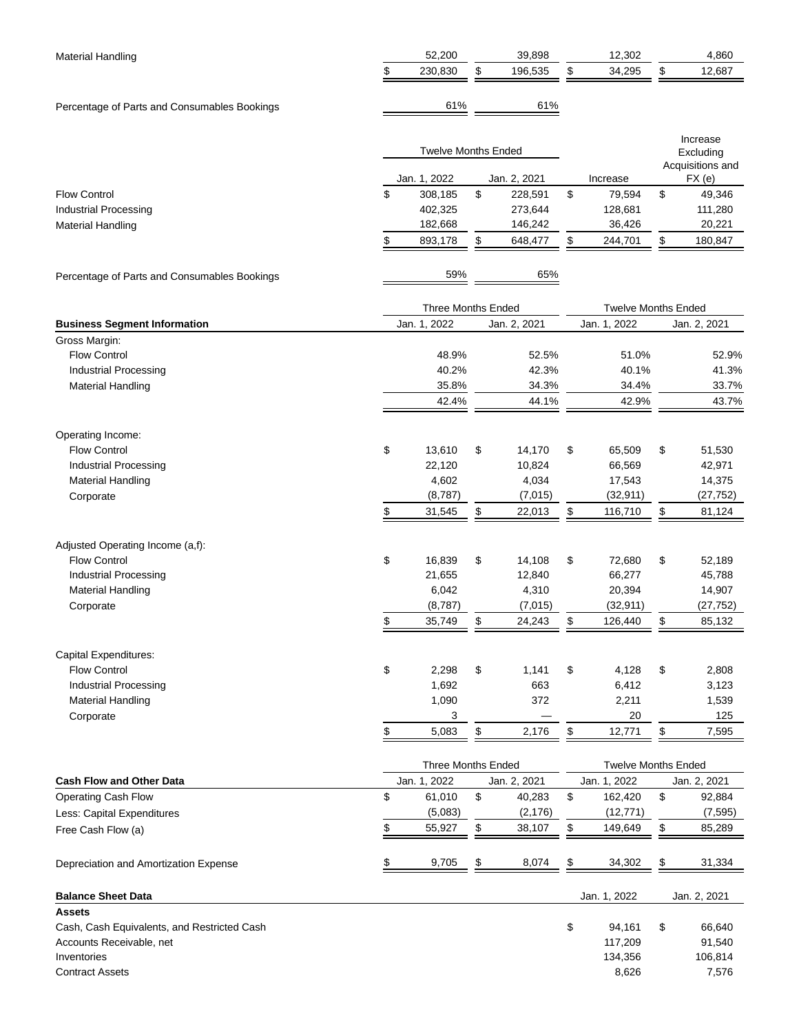| | | | | |
|---|---|---|---|---|
| Material Handling | 52,200 | 39,898 | 12,302 | 4,860 |
| | $ 230,830 | $ 196,535 | $ 34,295 | $ 12,687 |
| Percentage of Parts and Consumables Bookings | 61% | 61% | | |

| | Twelve Months Ended | | | Increase Excluding Acquisitions and FX (e) |
|---|---|---|---|---|
| | Jan. 1, 2022 | Jan. 2, 2021 | Increase | |
| Flow Control | $ 308,185 | $ 228,591 | $ 79,594 | $ 49,346 |
| Industrial Processing | 402,325 | 273,644 | 128,681 | 111,280 |
| Material Handling | 182,668 | 146,242 | 36,426 | 20,221 |
| | $ 893,178 | $ 648,477 | $ 244,701 | $ 180,847 |
| Percentage of Parts and Consumables Bookings | 59% | 65% | | |

| | Three Months Ended | | Twelve Months Ended | |
|---|---|---|---|---|
| **Business Segment Information** | Jan. 1, 2022 | Jan. 2, 2021 | Jan. 1, 2022 | Jan. 2, 2021 |
| Gross Margin: | | | | |
| Flow Control | 48.9% | 52.5% | 51.0% | 52.9% |
| Industrial Processing | 40.2% | 42.3% | 40.1% | 41.3% |
| Material Handling | 35.8% | 34.3% | 34.4% | 33.7% |
| | 42.4% | 44.1% | 42.9% | 43.7% |
| Operating Income: | | | | |
| Flow Control | $ 13,610 | $ 14,170 | $ 65,509 | $ 51,530 |
| Industrial Processing | 22,120 | 10,824 | 66,569 | 42,971 |
| Material Handling | 4,602 | 4,034 | 17,543 | 14,375 |
| Corporate | (8,787) | (7,015) | (32,911) | (27,752) |
| | $ 31,545 | $ 22,013 | $ 116,710 | $ 81,124 |
| Adjusted Operating Income (a,f): | | | | |
| Flow Control | $ 16,839 | $ 14,108 | $ 72,680 | $ 52,189 |
| Industrial Processing | 21,655 | 12,840 | 66,277 | 45,788 |
| Material Handling | 6,042 | 4,310 | 20,394 | 14,907 |
| Corporate | (8,787) | (7,015) | (32,911) | (27,752) |
| | $ 35,749 | $ 24,243 | $ 126,440 | $ 85,132 |
| Capital Expenditures: | | | | |
| Flow Control | $ 2,298 | $ 1,141 | $ 4,128 | $ 2,808 |
| Industrial Processing | 1,692 | 663 | 6,412 | 3,123 |
| Material Handling | 1,090 | 372 | 2,211 | 1,539 |
| Corporate | 3 | — | 20 | 125 |
| | $ 5,083 | $ 2,176 | $ 12,771 | $ 7,595 |

| | Three Months Ended | | Twelve Months Ended | |
|---|---|---|---|---|
| **Cash Flow and Other Data** | Jan. 1, 2022 | Jan. 2, 2021 | Jan. 1, 2022 | Jan. 2, 2021 |
| Operating Cash Flow | $ 61,010 | $ 40,283 | $ 162,420 | $ 92,884 |
| Less: Capital Expenditures | (5,083) | (2,176) | (12,771) | (7,595) |
| Free Cash Flow (a) | $ 55,927 | $ 38,107 | $ 149,649 | $ 85,289 |
| Depreciation and Amortization Expense | $ 9,705 | $ 8,074 | $ 34,302 | $ 31,334 |

| **Balance Sheet Data** | Jan. 1, 2022 | Jan. 2, 2021 |
|---|---|---|
| **Assets** | | |
| Cash, Cash Equivalents, and Restricted Cash | $ 94,161 | $ 66,640 |
| Accounts Receivable, net | 117,209 | 91,540 |
| Inventories | 134,356 | 106,814 |
| Contract Assets | 8,626 | 7,576 |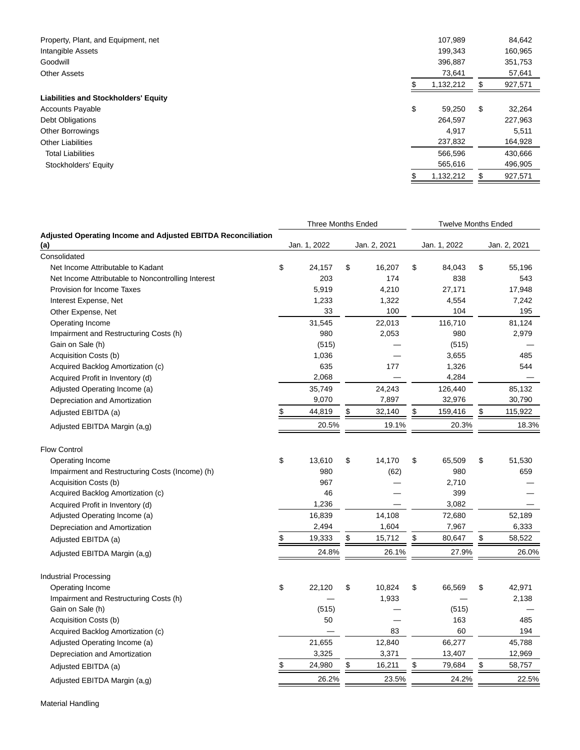| | | |
|---|---|---|
| Property, Plant, and Equipment, net | 107,989 | 84,642 |
| Intangible Assets | 199,343 | 160,965 |
| Goodwill | 396,887 | 351,753 |
| Other Assets | 73,641 | 57,641 |
| | $ 1,132,212 | $ 927,571 |
| **Liabilities and Stockholders' Equity** | | |
| Accounts Payable | $ 59,250 | $ 32,264 |
| Debt Obligations | 264,597 | 227,963 |
| Other Borrowings | 4,917 | 5,511 |
| Other Liabilities | 237,832 | 164,928 |
| Total Liabilities | 566,596 | 430,666 |
| Stockholders' Equity | 565,616 | 496,905 |
| | $ 1,132,212 | $ 927,571 |

| **Adjusted Operating Income and Adjusted EBITDA Reconciliation (a)** | Three Months Ended | | Twelve Months Ended | |
|---|---|---|---|---|
| | Jan. 1, 2022 | Jan. 2, 2021 | Jan. 1, 2022 | Jan. 2, 2021 |
| Consolidated | | | | |
| Net Income Attributable to Kadant | $ 24,157 | $ 16,207 | $ 84,043 | $ 55,196 |
| Net Income Attributable to Noncontrolling Interest | 203 | 174 | 838 | 543 |
| Provision for Income Taxes | 5,919 | 4,210 | 27,171 | 17,948 |
| Interest Expense, Net | 1,233 | 1,322 | 4,554 | 7,242 |
| Other Expense, Net | 33 | 100 | 104 | 195 |
| Operating Income | 31,545 | 22,013 | 116,710 | 81,124 |
| Impairment and Restructuring Costs (h) | 980 | 2,053 | 980 | 2,979 |
| Gain on Sale (h) | (515) | — | (515) | — |
| Acquisition Costs (b) | 1,036 | — | 3,655 | 485 |
| Acquired Backlog Amortization (c) | 635 | 177 | 1,326 | 544 |
| Acquired Profit in Inventory (d) | 2,068 | — | 4,284 | — |
| Adjusted Operating Income (a) | 35,749 | 24,243 | 126,440 | 85,132 |
| Depreciation and Amortization | 9,070 | 7,897 | 32,976 | 30,790 |
| Adjusted EBITDA (a) | $ 44,819 | $ 32,140 | $ 159,416 | $ 115,922 |
| Adjusted EBITDA Margin (a,g) | 20.5% | 19.1% | 20.3% | 18.3% |
| Flow Control | | | | |
| Operating Income | $ 13,610 | $ 14,170 | $ 65,509 | $ 51,530 |
| Impairment and Restructuring Costs (Income) (h) | 980 | (62) | 980 | 659 |
| Acquisition Costs (b) | 967 | — | 2,710 | — |
| Acquired Backlog Amortization (c) | 46 | — | 399 | — |
| Acquired Profit in Inventory (d) | 1,236 | — | 3,082 | — |
| Adjusted Operating Income (a) | 16,839 | 14,108 | 72,680 | 52,189 |
| Depreciation and Amortization | 2,494 | 1,604 | 7,967 | 6,333 |
| Adjusted EBITDA (a) | $ 19,333 | $ 15,712 | $ 80,647 | $ 58,522 |
| Adjusted EBITDA Margin (a,g) | 24.8% | 26.1% | 27.9% | 26.0% |
| Industrial Processing | | | | |
| Operating Income | $ 22,120 | $ 10,824 | $ 66,569 | $ 42,971 |
| Impairment and Restructuring Costs (h) | — | 1,933 | — | 2,138 |
| Gain on Sale (h) | (515) | — | (515) | — |
| Acquisition Costs (b) | 50 | — | 163 | 485 |
| Acquired Backlog Amortization (c) | — | 83 | 60 | 194 |
| Adjusted Operating Income (a) | 21,655 | 12,840 | 66,277 | 45,788 |
| Depreciation and Amortization | 3,325 | 3,371 | 13,407 | 12,969 |
| Adjusted EBITDA (a) | $ 24,980 | $ 16,211 | $ 79,684 | $ 58,757 |
| Adjusted EBITDA Margin (a,g) | 26.2% | 23.5% | 24.2% | 22.5% |
| Material Handling | | | | |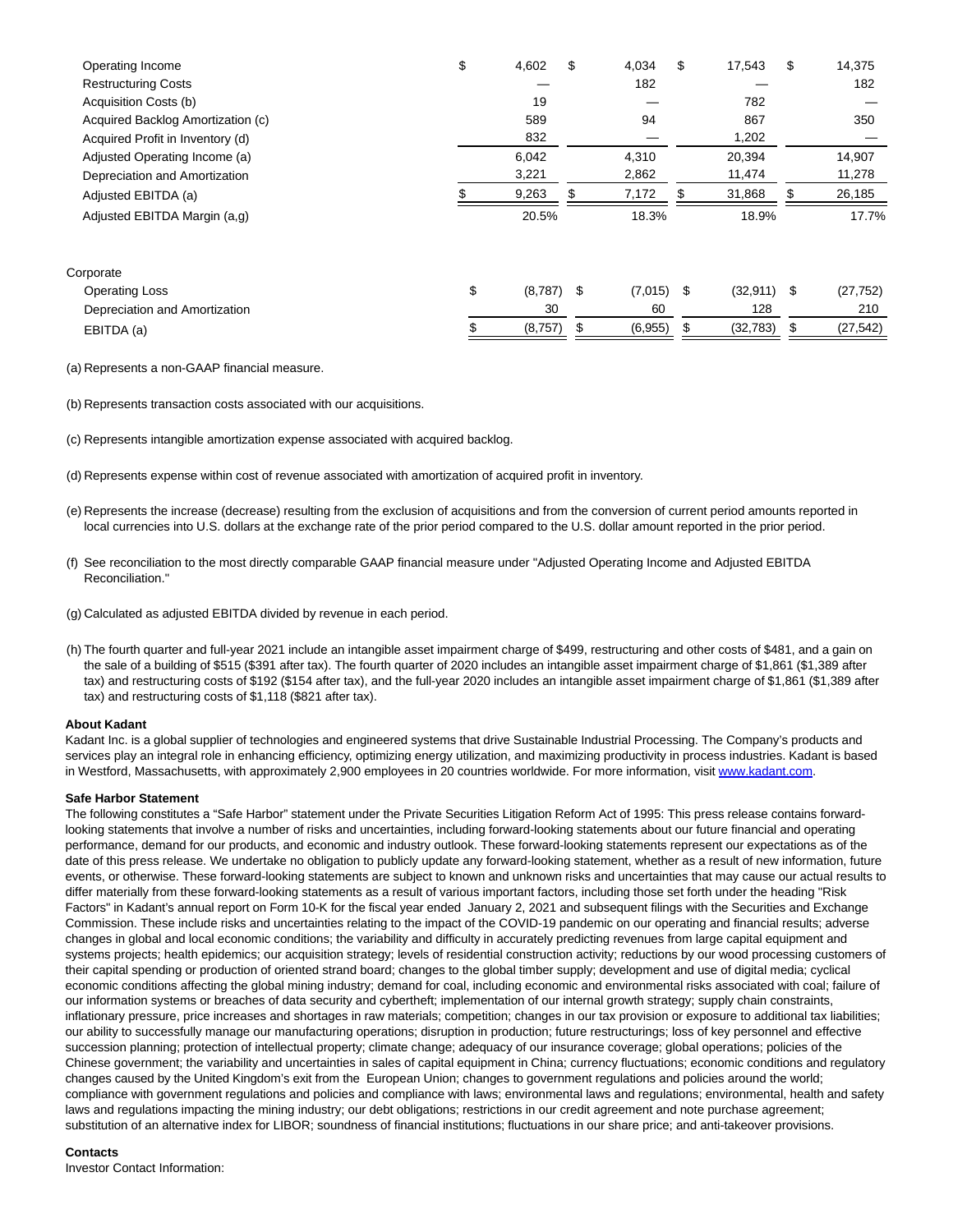| | | | | |
|---|---|---|---|---|
| Operating Income | $ 4,602 | $ 4,034 | $ 17,543 | $ 14,375 |
| Restructuring Costs | — | 182 | — | 182 |
| Acquisition Costs (b) | 19 | — | 782 | — |
| Acquired Backlog Amortization (c) | 589 | 94 | 867 | 350 |
| Acquired Profit in Inventory (d) | 832 | — | 1,202 | — |
| Adjusted Operating Income (a) | 6,042 | 4,310 | 20,394 | 14,907 |
| Depreciation and Amortization | 3,221 | 2,862 | 11,474 | 11,278 |
| Adjusted EBITDA (a) | $ 9,263 | $ 7,172 | $ 31,868 | $ 26,185 |
| Adjusted EBITDA Margin (a,g) | 20.5% | 18.3% | 18.9% | 17.7% |
| | | | | |
| Corporate | | | | |
| Operating Loss | $ (8,787) | $ (7,015) | $ (32,911) | $ (27,752) |
| Depreciation and Amortization | 30 | 60 | 128 | 210 |
| EBITDA (a) | $ (8,757) | $ (6,955) | $ (32,783) | $ (27,542) |

(a) Represents a non-GAAP financial measure.

(b) Represents transaction costs associated with our acquisitions.

(c) Represents intangible amortization expense associated with acquired backlog.

(d) Represents expense within cost of revenue associated with amortization of acquired profit in inventory.

(e) Represents the increase (decrease) resulting from the exclusion of acquisitions and from the conversion of current period amounts reported in local currencies into U.S. dollars at the exchange rate of the prior period compared to the U.S. dollar amount reported in the prior period.

(f) See reconciliation to the most directly comparable GAAP financial measure under "Adjusted Operating Income and Adjusted EBITDA Reconciliation."

(g) Calculated as adjusted EBITDA divided by revenue in each period.

(h) The fourth quarter and full-year 2021 include an intangible asset impairment charge of $499, restructuring and other costs of $481, and a gain on the sale of a building of $515 ($391 after tax). The fourth quarter of 2020 includes an intangible asset impairment charge of $1,861 ($1,389 after tax) and restructuring costs of $192 ($154 after tax), and the full-year 2020 includes an intangible asset impairment charge of $1,861 ($1,389 after tax) and restructuring costs of $1,118 ($821 after tax).

**About Kadant**

Kadant Inc. is a global supplier of technologies and engineered systems that drive Sustainable Industrial Processing. The Company's products and services play an integral role in enhancing efficiency, optimizing energy utilization, and maximizing productivity in process industries. Kadant is based in Westford, Massachusetts, with approximately 2,900 employees in 20 countries worldwide. For more information, visit www.kadant.com.

**Safe Harbor Statement**

The following constitutes a "Safe Harbor" statement under the Private Securities Litigation Reform Act of 1995: This press release contains forward-looking statements that involve a number of risks and uncertainties, including forward-looking statements about our future financial and operating performance, demand for our products, and economic and industry outlook. These forward-looking statements represent our expectations as of the date of this press release. We undertake no obligation to publicly update any forward-looking statement, whether as a result of new information, future events, or otherwise. These forward-looking statements are subject to known and unknown risks and uncertainties that may cause our actual results to differ materially from these forward-looking statements as a result of various important factors, including those set forth under the heading "Risk Factors" in Kadant's annual report on Form 10-K for the fiscal year ended January 2, 2021 and subsequent filings with the Securities and Exchange Commission. These include risks and uncertainties relating to the impact of the COVID-19 pandemic on our operating and financial results; adverse changes in global and local economic conditions; the variability and difficulty in accurately predicting revenues from large capital equipment and systems projects; health epidemics; our acquisition strategy; levels of residential construction activity; reductions by our wood processing customers of their capital spending or production of oriented strand board; changes to the global timber supply; development and use of digital media; cyclical economic conditions affecting the global mining industry; demand for coal, including economic and environmental risks associated with coal; failure of our information systems or breaches of data security and cybertheft; implementation of our internal growth strategy; supply chain constraints, inflationary pressure, price increases and shortages in raw materials; competition; changes in our tax provision or exposure to additional tax liabilities; our ability to successfully manage our manufacturing operations; disruption in production; future restructurings; loss of key personnel and effective succession planning; protection of intellectual property; climate change; adequacy of our insurance coverage; global operations; policies of the Chinese government; the variability and uncertainties in sales of capital equipment in China; currency fluctuations; economic conditions and regulatory changes caused by the United Kingdom's exit from the European Union; changes to government regulations and policies around the world; compliance with government regulations and policies and compliance with laws; environmental laws and regulations; environmental, health and safety laws and regulations impacting the mining industry; our debt obligations; restrictions in our credit agreement and note purchase agreement; substitution of an alternative index for LIBOR; soundness of financial institutions; fluctuations in our share price; and anti-takeover provisions.

**Contacts**

Investor Contact Information: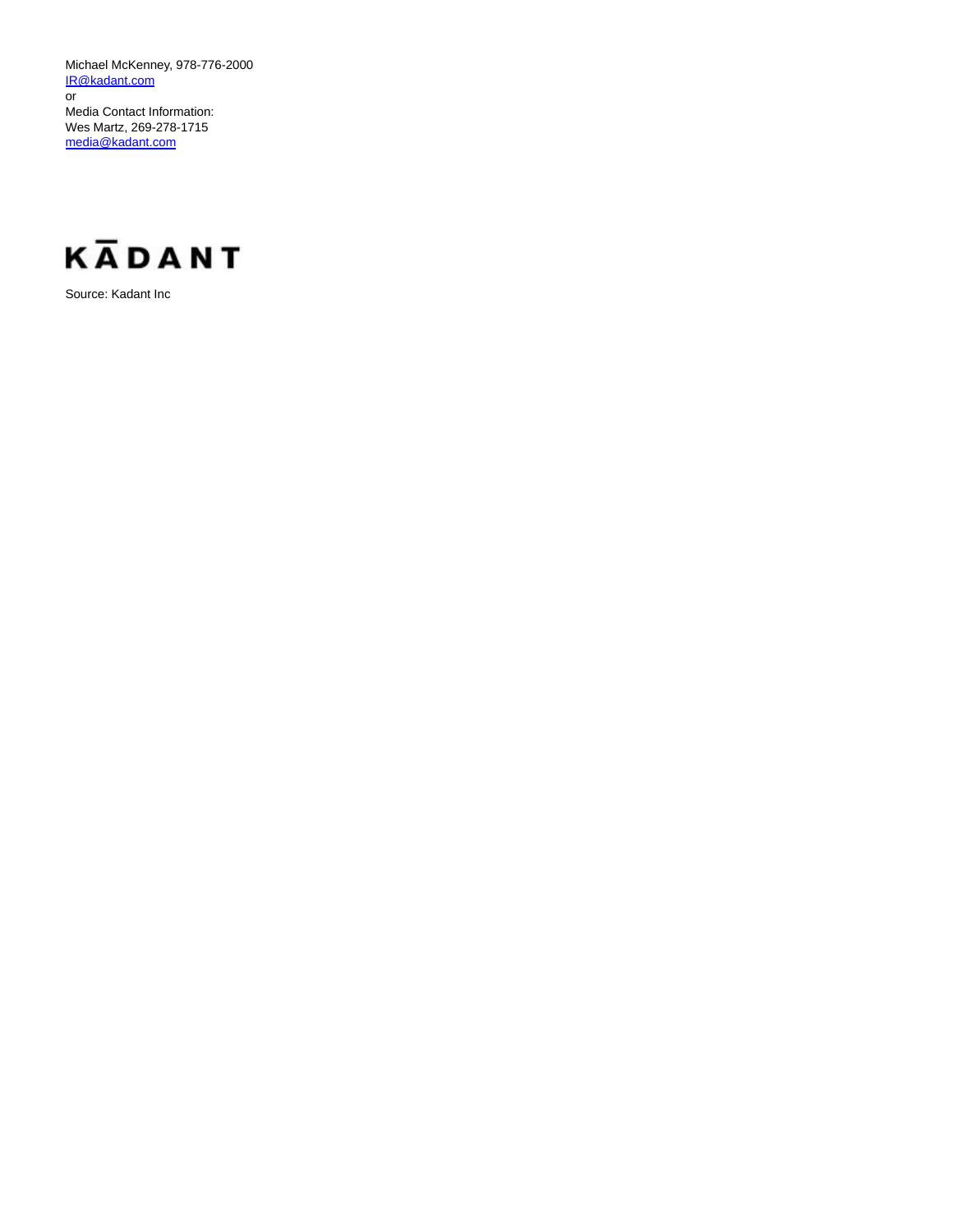Michael McKenney, 978-776-2000
IR@kadant.com
or
Media Contact Information:
Wes Martz, 269-278-1715
media@kadant.com

KĀDANT

Source: Kadant Inc